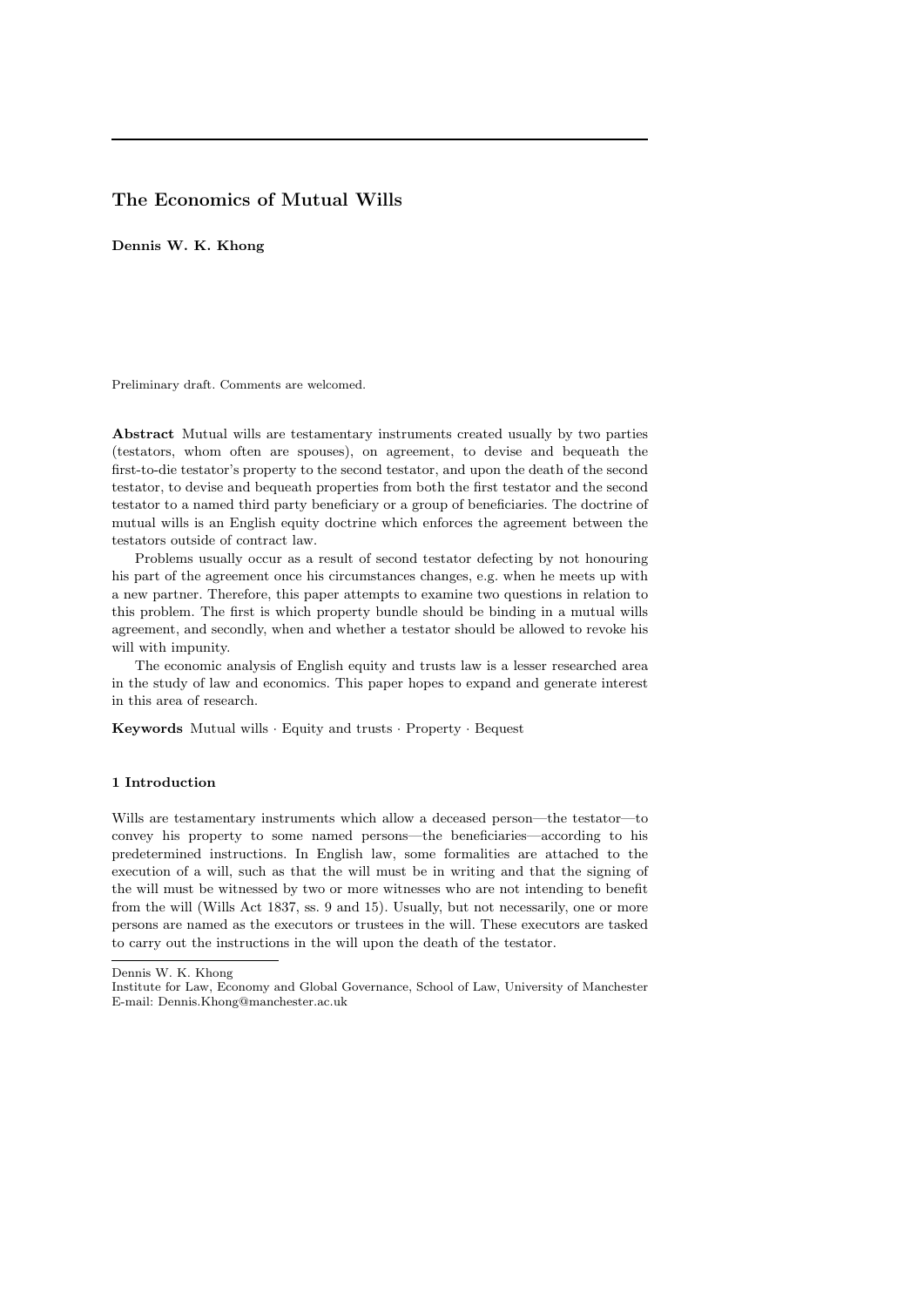# The Economics of Mutual Wills

**Dennis W. K. Khong**

Preliminary draft. Comments are welcomed.

**Abstract** Mutual wills are testamentary instruments created usually by two parties (testators, whom often are spouses), on agreement, to devise and bequeath the first-to-die testator's property to the second testator, and upon the death of the second testator, to devise and bequeath properties from both the first testator and the second testator to a named third party beneficiary or a group of beneficiaries. The doctrine of mutual wills is an English equity doctrine which enforces the agreement between the testators outside of contract law.

Problems usually occur as a result of second testator defecting by not honouring his part of the agreement once his circumstances changes, e.g. when he meets up with a new partner. Therefore, this paper attempts to examine two questions in relation to this problem. The first is which property bundle should be binding in a mutual wills agreement, and secondly, when and whether a testator should be allowed to revoke his will with impunity.

The economic analysis of English equity and trusts law is a lesser researched area in the study of law and economics. This paper hopes to expand and generate interest in this area of research.

**Keywords** Mutual wills · Equity and trusts · Property · Bequest

## 1 Introduction

Wills are testamentary instruments which allow a deceased person—the testator—to convey his property to some named persons—the beneficiaries—according to his predetermined instructions. In English law, some formalities are attached to the execution of a will, such as that the will must be in writing and that the signing of the will must be witnessed by two or more witnesses who are not intending to benefit from the will (Wills Act 1837, ss. 9 and 15). Usually, but not necessarily, one or more persons are named as the executors or trustees in the will. These executors are tasked to carry out the instructions in the will upon the death of the testator.

---

Dennis W. K. Khong
Institute for Law, Economy and Global Governance, School of Law, University of Manchester
E-mail: Dennis.Khong@manchester.ac.uk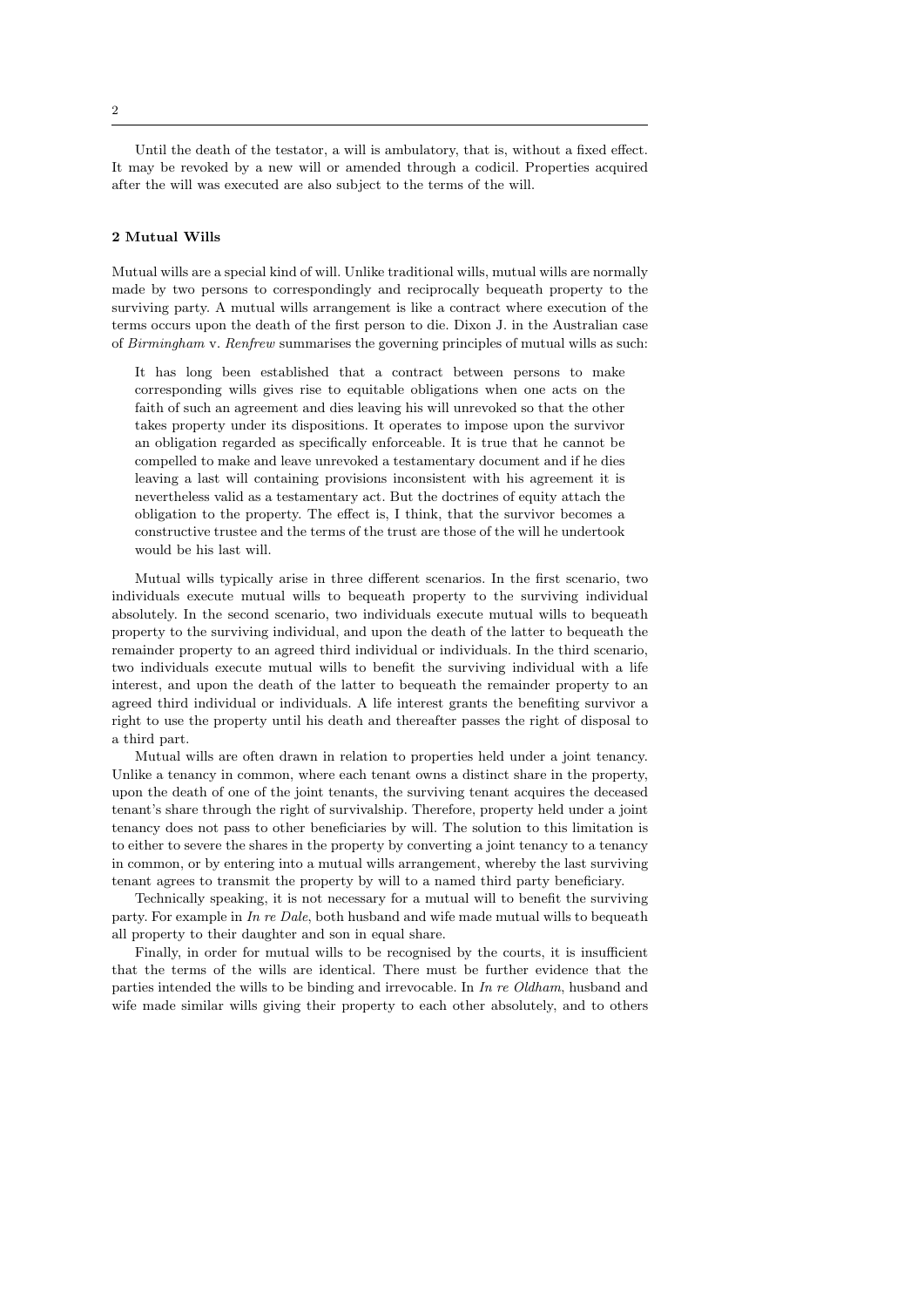Until the death of the testator, a will is ambulatory, that is, without a fixed effect. It may be revoked by a new will or amended through a codicil. Properties acquired after the will was executed are also subject to the terms of the will.

## 2 Mutual Wills

Mutual wills are a special kind of will. Unlike traditional wills, mutual wills are normally made by two persons to correspondingly and reciprocally bequeath property to the surviving party. A mutual wills arrangement is like a contract where execution of the terms occurs upon the death of the first person to die. Dixon J. in the Australian case of *Birmingham* v. *Renfrew* summarises the governing principles of mutual wills as such:

> It has long been established that a contract between persons to make corresponding wills gives rise to equitable obligations when one acts on the faith of such an agreement and dies leaving his will unrevoked so that the other takes property under its dispositions. It operates to impose upon the survivor an obligation regarded as specifically enforceable. It is true that he cannot be compelled to make and leave unrevoked a testamentary document and if he dies leaving a last will containing provisions inconsistent with his agreement it is nevertheless valid as a testamentary act. But the doctrines of equity attach the obligation to the property. The effect is, I think, that the survivor becomes a constructive trustee and the terms of the trust are those of the will he undertook would be his last will.

Mutual wills typically arise in three different scenarios. In the first scenario, two individuals execute mutual wills to bequeath property to the surviving individual absolutely. In the second scenario, two individuals execute mutual wills to bequeath property to the surviving individual, and upon the death of the latter to bequeath the remainder property to an agreed third individual or individuals. In the third scenario, two individuals execute mutual wills to benefit the surviving individual with a life interest, and upon the death of the latter to bequeath the remainder property to an agreed third individual or individuals. A life interest grants the benefiting survivor a right to use the property until his death and thereafter passes the right of disposal to a third part.

Mutual wills are often drawn in relation to properties held under a joint tenancy. Unlike a tenancy in common, where each tenant owns a distinct share in the property, upon the death of one of the joint tenants, the surviving tenant acquires the deceased tenant's share through the right of survivalship. Therefore, property held under a joint tenancy does not pass to other beneficiaries by will. The solution to this limitation is to either to sever the shares in the property by converting a joint tenancy to a tenancy in common, or by entering into a mutual wills arrangement, whereby the last surviving tenant agrees to transmit the property by will to a named third party beneficiary.

Technically speaking, it is not necessary for a mutual will to benefit the surviving party. For example in *In re Dale*, both husband and wife made mutual wills to bequeath all property to their daughter and son in equal share.

Finally, in order for mutual wills to be recognised by the courts, it is insufficient that the terms of the wills are identical. There must be further evidence that the parties intended the wills to be binding and irrevocable. In *In re Oldham*, husband and wife made similar wills giving their property to each other absolutely, and to others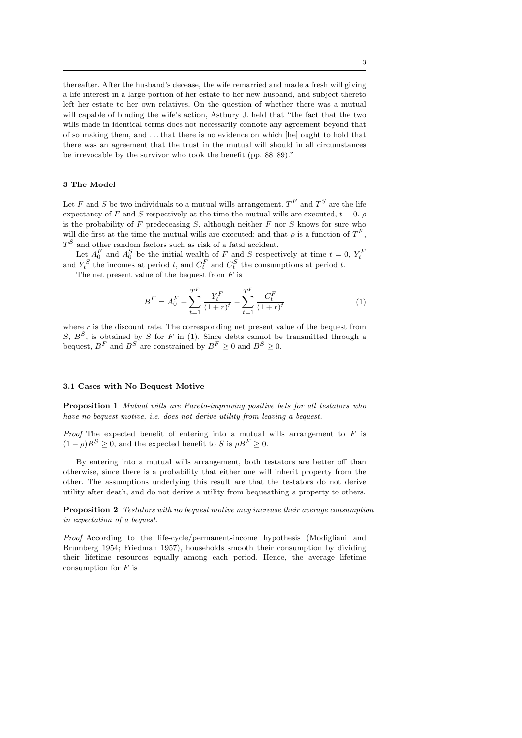thereafter. After the husband's decease, the wife remarried and made a fresh will giving a life interest in a large portion of her estate to her new husband, and subject thereto left her estate to her own relatives. On the question of whether there was a mutual will capable of binding the wife's action, Astbury J. held that "the fact that the two wills made in identical terms does not necessarily connote any agreement beyond that of so making them, and . . . that there is no evidence on which [he] ought to hold that there was an agreement that the trust in the mutual will should in all circumstances be irrevocable by the survivor who took the benefit (pp. 88–89)."

## 3 The Model

Let $F$ and $S$ be two individuals to a mutual wills arrangement. $T^F$ and $T^S$ are the life expectancy of $F$ and $S$ respectively at the time the mutual wills are executed, $t = 0$. $\rho$ is the probability of $F$ predeceasing $S$, although neither $F$ nor $S$ knows for sure who will die first at the time the mutual wills are executed; and that $\rho$ is a function of $T^F$, $T^S$ and other random factors such as risk of a fatal accident.

Let $A_0^F$ and $A_0^S$ be the initial wealth of $F$ and $S$ respectively at time $t = 0$, $Y_t^F$ and $Y_t^S$ the incomes at period $t$, and $C_t^F$ and $C_t^S$ the consumptions at period $t$.

The net present value of the bequest from $F$ is

$$B^F = A_0^F + \sum_{t=1}^{T^F} \frac{Y_t^F}{(1+r)^t} - \sum_{t=1}^{T^F} \frac{C_t^F}{(1+r)^t} \tag{1}$$

where $r$ is the discount rate. The corresponding net present value of the bequest from $S$, $B^S$, is obtained by $S$ for $F$ in (1). Since debts cannot be transmitted through a bequest, $B^F$ and $B^S$ are constrained by $B^F \geq 0$ and $B^S \geq 0$.

### 3.1 Cases with No Bequest Motive

**Proposition 1** *Mutual wills are Pareto-improving positive bets for all testators who have no bequest motive, i.e. does not derive utility from leaving a bequest.*

*Proof* The expected benefit of entering into a mutual wills arrangement to $F$ is $(1-\rho)B^S \geq 0$, and the expected benefit to $S$ is $\rho B^F \geq 0$.

By entering into a mutual wills arrangement, both testators are better off than otherwise, since there is a probability that either one will inherit property from the other. The assumptions underlying this result are that the testators do not derive utility after death, and do not derive a utility from bequeathing a property to others.

**Proposition 2** *Testators with no bequest motive may increase their average consumption in expectation of a bequest.*

*Proof* According to the life-cycle/permanent-income hypothesis (Modigliani and Brumberg 1954; Friedman 1957), households smooth their consumption by dividing their lifetime resources equally among each period. Hence, the average lifetime consumption for $F$ is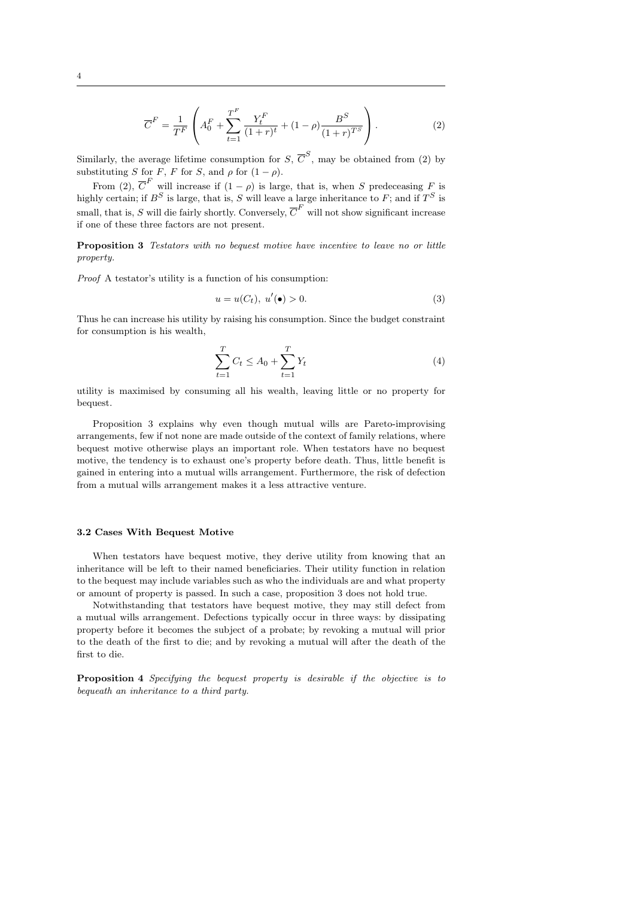$$\overline{C}^F = \frac{1}{T^F}\left(A_0^F + \sum_{t=1}^{T^F} \frac{Y_t^F}{(1+r)^t} + (1-\rho)\frac{B^S}{(1+r)^{T^S}}\right). \tag{2}$$

Similarly, the average lifetime consumption for $S$, $\overline{C}^S$, may be obtained from (2) by substituting $S$ for $F$, $F$ for $S$, and $\rho$ for $(1-\rho)$.

From (2), $\overline{C}^F$ will increase if $(1-\rho)$ is large, that is, when $S$ predeceasing $F$ is highly certain; if $B^S$ is large, that is, $S$ will leave a large inheritance to $F$; and if $T^S$ is small, that is, $S$ will die fairly shortly. Conversely, $\overline{C}^F$ will not show significant increase if one of these three factors are not present.

**Proposition 3** *Testators with no bequest motive have incentive to leave no or little property.*

*Proof* A testator's utility is a function of his consumption:

$$u = u(C_t),\ u'(\bullet) > 0. \tag{3}$$

Thus he can increase his utility by raising his consumption. Since the budget constraint for consumption is his wealth,

$$\sum_{t=1}^{T} C_t \leq A_0 + \sum_{t=1}^{T} Y_t \tag{4}$$

utility is maximised by consuming all his wealth, leaving little or no property for bequest.

Proposition 3 explains why even though mutual wills are Pareto-improvising arrangements, few if not none are made outside of the context of family relations, where bequest motive otherwise plays an important role. When testators have no bequest motive, the tendency is to exhaust one's property before death. Thus, little benefit is gained in entering into a mutual wills arrangement. Furthermore, the risk of defection from a mutual wills arrangement makes it a less attractive venture.

### 3.2 Cases With Bequest Motive

When testators have bequest motive, they derive utility from knowing that an inheritance will be left to their named beneficiaries. Their utility function in relation to the bequest may include variables such as who the individuals are and what property or amount of property is passed. In such a case, proposition 3 does not hold true.

Notwithstanding that testators have bequest motive, they may still defect from a mutual wills arrangement. Defections typically occur in three ways: by dissipating property before it becomes the subject of a probate; by revoking a mutual will prior to the death of the first to die; and by revoking a mutual will after the death of the first to die.

**Proposition 4** *Specifying the bequest property is desirable if the objective is to bequeath an inheritance to a third party.*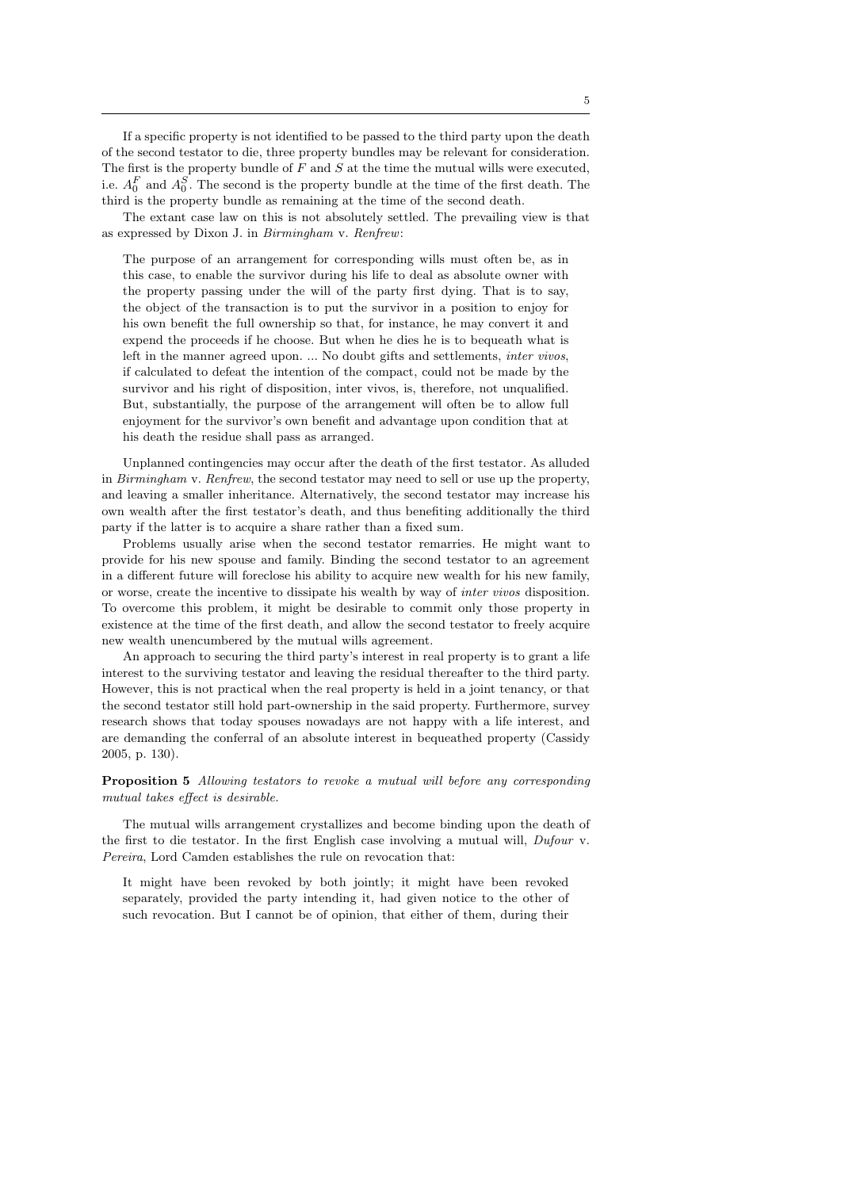If a specific property is not identified to be passed to the third party upon the death of the second testator to die, three property bundles may be relevant for consideration. The first is the property bundle of $F$ and $S$ at the time the mutual wills were executed, i.e. $A_0^F$ and $A_0^S$. The second is the property bundle at the time of the first death. The third is the property bundle as remaining at the time of the second death.

The extant case law on this is not absolutely settled. The prevailing view is that as expressed by Dixon J. in *Birmingham* v. *Renfrew*:

> The purpose of an arrangement for corresponding wills must often be, as in this case, to enable the survivor during his life to deal as absolute owner with the property passing under the will of the party first dying. That is to say, the object of the transaction is to put the survivor in a position to enjoy for his own benefit the full ownership so that, for instance, he may convert it and expend the proceeds if he choose. But when he dies he is to bequeath what is left in the manner agreed upon. ... No doubt gifts and settlements, *inter vivos*, if calculated to defeat the intention of the compact, could not be made by the survivor and his right of disposition, inter vivos, is, therefore, not unqualified. But, substantially, the purpose of the arrangement will often be to allow full enjoyment for the survivor's own benefit and advantage upon condition that at his death the residue shall pass as arranged.

Unplanned contingencies may occur after the death of the first testator. As alluded in *Birmingham* v. *Renfrew*, the second testator may need to sell or use up the property, and leaving a smaller inheritance. Alternatively, the second testator may increase his own wealth after the first testator's death, and thus benefiting additionally the third party if the latter is to acquire a share rather than a fixed sum.

Problems usually arise when the second testator remarries. He might want to provide for his new spouse and family. Binding the second testator to an agreement in a different future will foreclose his ability to acquire new wealth for his new family, or worse, create the incentive to dissipate his wealth by way of *inter vivos* disposition. To overcome this problem, it might be desirable to commit only those property in existence at the time of the first death, and allow the second testator to freely acquire new wealth unencumbered by the mutual wills agreement.

An approach to securing the third party's interest in real property is to grant a life interest to the surviving testator and leaving the residual thereafter to the third party. However, this is not practical when the real property is held in a joint tenancy, or that the second testator still hold part-ownership in the said property. Furthermore, survey research shows that today spouses nowadays are not happy with a life interest, and are demanding the conferral of an absolute interest in bequeathed property (Cassidy 2005, p. 130).

**Proposition 5** *Allowing testators to revoke a mutual will before any corresponding mutual takes effect is desirable.*

The mutual wills arrangement crystallizes and become binding upon the death of the first to die testator. In the first English case involving a mutual will, *Dufour* v. *Pereira*, Lord Camden establishes the rule on revocation that:

> It might have been revoked by both jointly; it might have been revoked separately, provided the party intending it, had given notice to the other of such revocation. But I cannot be of opinion, that either of them, during their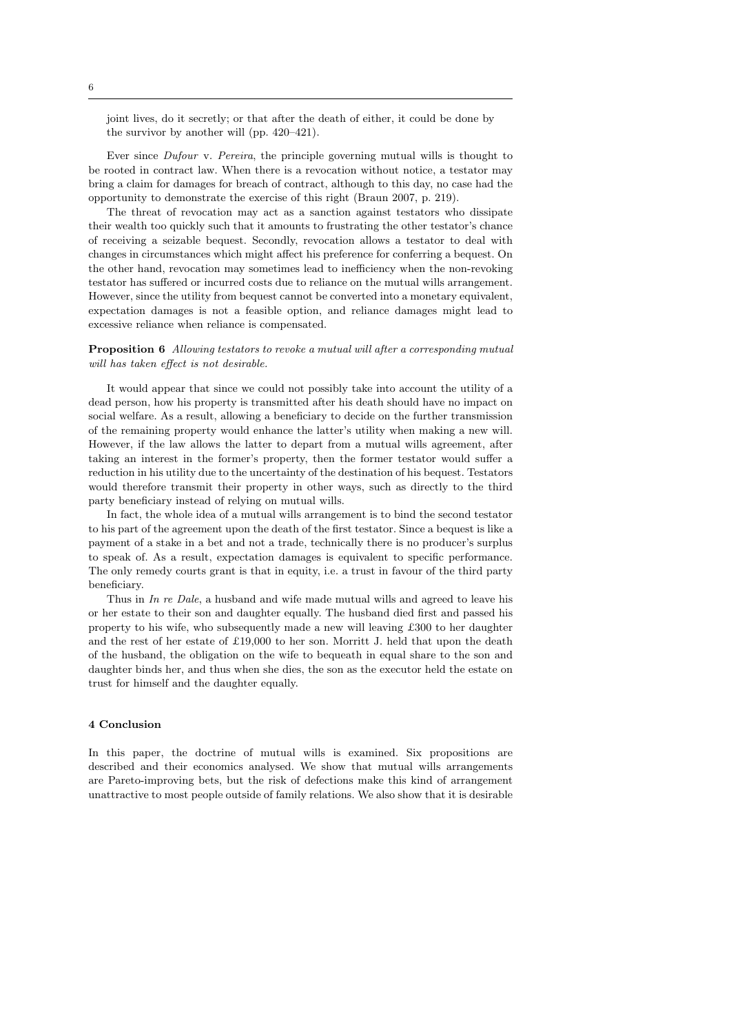joint lives, do it secretly; or that after the death of either, it could be done by the survivor by another will (pp. 420–421).

Ever since *Dufour* v. *Pereira*, the principle governing mutual wills is thought to be rooted in contract law. When there is a revocation without notice, a testator may bring a claim for damages for breach of contract, although to this day, no case had the opportunity to demonstrate the exercise of this right (Braun 2007, p. 219).

The threat of revocation may act as a sanction against testators who dissipate their wealth too quickly such that it amounts to frustrating the other testator's chance of receiving a seizable bequest. Secondly, revocation allows a testator to deal with changes in circumstances which might affect his preference for conferring a bequest. On the other hand, revocation may sometimes lead to inefficiency when the non-revoking testator has suffered or incurred costs due to reliance on the mutual wills arrangement. However, since the utility from bequest cannot be converted into a monetary equivalent, expectation damages is not a feasible option, and reliance damages might lead to excessive reliance when reliance is compensated.

**Proposition 6** *Allowing testators to revoke a mutual will after a corresponding mutual will has taken effect is not desirable.*

It would appear that since we could not possibly take into account the utility of a dead person, how his property is transmitted after his death should have no impact on social welfare. As a result, allowing a beneficiary to decide on the further transmission of the remaining property would enhance the latter's utility when making a new will. However, if the law allows the latter to depart from a mutual wills agreement, after taking an interest in the former's property, then the former testator would suffer a reduction in his utility due to the uncertainty of the destination of his bequest. Testators would therefore transmit their property in other ways, such as directly to the third party beneficiary instead of relying on mutual wills.

In fact, the whole idea of a mutual wills arrangement is to bind the second testator to his part of the agreement upon the death of the first testator. Since a bequest is like a payment of a stake in a bet and not a trade, technically there is no producer's surplus to speak of. As a result, expectation damages is equivalent to specific performance. The only remedy courts grant is that in equity, i.e. a trust in favour of the third party beneficiary.

Thus in *In re Dale*, a husband and wife made mutual wills and agreed to leave his or her estate to their son and daughter equally. The husband died first and passed his property to his wife, who subsequently made a new will leaving £300 to her daughter and the rest of her estate of £19,000 to her son. Morritt J. held that upon the death of the husband, the obligation on the wife to bequeath in equal share to the son and daughter binds her, and thus when she dies, the son as the executor held the estate on trust for himself and the daughter equally.

## 4 Conclusion

In this paper, the doctrine of mutual wills is examined. Six propositions are described and their economics analysed. We show that mutual wills arrangements are Pareto-improving bets, but the risk of defections make this kind of arrangement unattractive to most people outside of family relations. We also show that it is desirable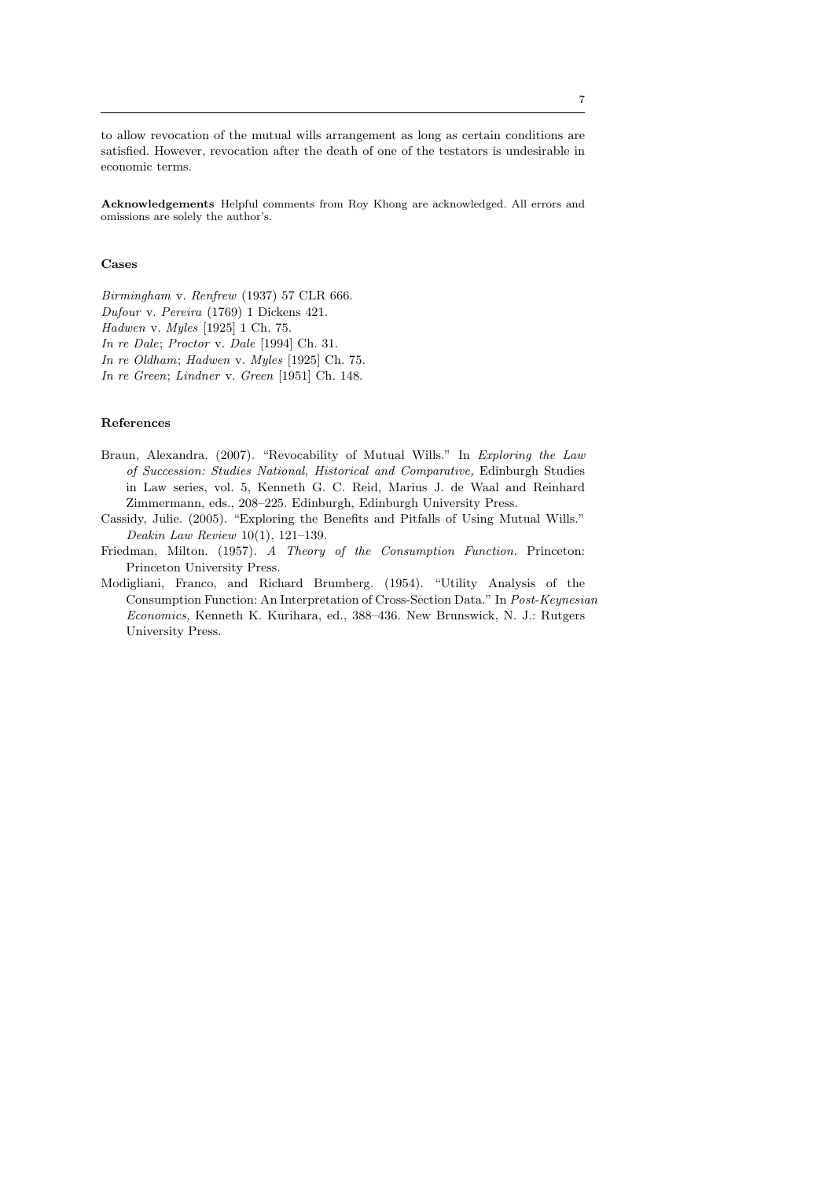to allow revocation of the mutual wills arrangement as long as certain conditions are satisfied. However, revocation after the death of one of the testators is undesirable in economic terms.

**Acknowledgements** Helpful comments from Roy Khong are acknowledged. All errors and omissions are solely the author's.

## Cases

*Birmingham* v. *Renfrew* (1937) 57 CLR 666.
*Dufour* v. *Pereira* (1769) 1 Dickens 421.
*Hadwen* v. *Myles* [1925] 1 Ch. 75.
*In re Dale*; *Proctor* v. *Dale* [1994] Ch. 31.
*In re Oldham*; *Hadwen* v. *Myles* [1925] Ch. 75.
*In re Green*; *Lindner* v. *Green* [1951] Ch. 148.

## References

Braun, Alexandra. (2007). "Revocability of Mutual Wills." In *Exploring the Law of Succession: Studies National, Historical and Comparative,* Edinburgh Studies in Law series, vol. 5, Kenneth G. C. Reid, Marius J. de Waal and Reinhard Zimmermann, eds., 208–225. Edinburgh, Edinburgh University Press.

Cassidy, Julie. (2005). "Exploring the Benefits and Pitfalls of Using Mutual Wills." *Deakin Law Review* 10(1), 121–139.

Friedman, Milton. (1957). *A Theory of the Consumption Function.* Princeton: Princeton University Press.

Modigliani, Franco, and Richard Brumberg. (1954). "Utility Analysis of the Consumption Function: An Interpretation of Cross-Section Data." In *Post-Keynesian Economics,* Kenneth K. Kurihara, ed., 388–436. New Brunswick, N. J.: Rutgers University Press.